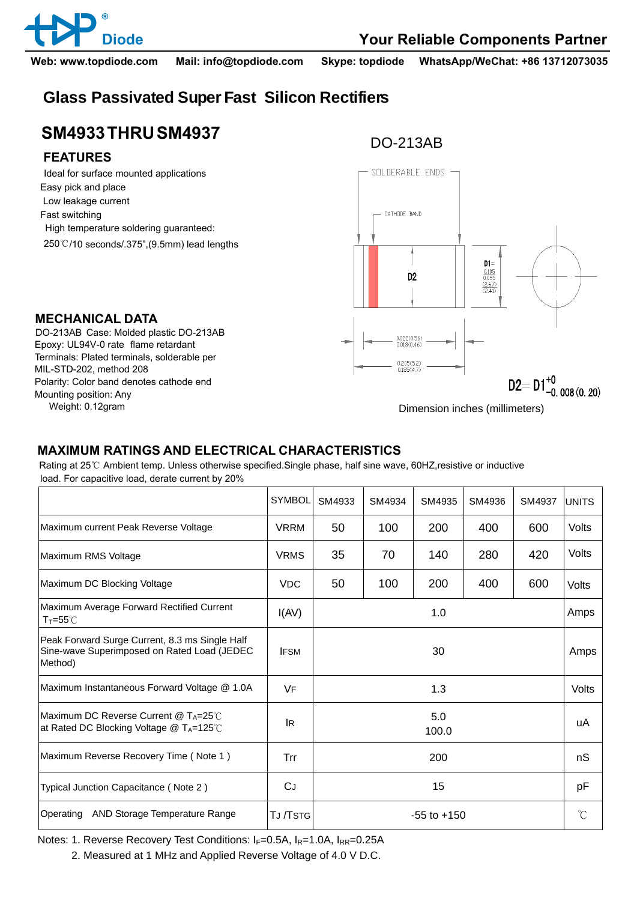# Glass Passivated Super Fast Silicon Rectifiers

## SM4933 THRU SM4937

### FEATURES

- Ideal for surface mounted applications
- Easy pick and place
- Low leakage current
- Fast switching
- High temperature soldering guaranteed: 250℃/10 seconds/.375",(9.5mm) lead lengths

DO-213AB

SOLDERABLE ENDS

CATHODE BAND

D2

D1= 0.105 0.095 (2.67) (2.41)

0.022(0.56) 0.018(0.46)

0.205(5.2) 0.185(4.7)

$D2 = D1^{+0}_{-0.008\,(0.20)}$

Dimension inches (millimeters)

### MECHANICAL DATA

DO-213AB Case: Molded plastic DO-213AB
Epoxy: UL94V-0 rate flame retardant
Terminals: Plated terminals, solderable per MIL-STD-202, method 208
Polarity: Color band denotes cathode end
Mounting position: Any
Weight: 0.12gram

### MAXIMUM RATINGS AND ELECTRICAL CHARACTERISTICS

Rating at 25℃ Ambient temp. Unless otherwise specified.Single phase, half sine wave, 60HZ,resistive or inductive load. For capacitive load, derate current by 20%

| | SYMBOL | SM4933 | SM4934 | SM4935 | SM4936 | SM4937 | UNITS |
|---|---|---|---|---|---|---|---|
| Maximum current Peak Reverse Voltage | VRRM | 50 | 100 | 200 | 400 | 600 | Volts |
| Maximum RMS Voltage | VRMS | 35 | 70 | 140 | 280 | 420 | Volts |
| Maximum DC Blocking Voltage | VDC | 50 | 100 | 200 | 400 | 600 | Volts |
| Maximum Average Forward Rectified Current $T_T$=55℃ | I(AV) | 1.0 | | | | | Amps |
| Peak Forward Surge Current, 8.3 ms Single Half Sine-wave Superimposed on Rated Load (JEDEC Method) | IFSM | 30 | | | | | Amps |
| Maximum Instantaneous Forward Voltage @ 1.0A | VF | 1.3 | | | | | Volts |
| Maximum DC Reverse Current @ $T_A$=25℃ at Rated DC Blocking Voltage @ $T_A$=125℃ | IR | 5.0 100.0 | | | | | uA |
| Maximum Reverse Recovery Time ( Note 1 ) | Trr | 200 | | | | | nS |
| Typical Junction Capacitance ( Note 2 ) | CJ | 15 | | | | | pF |
| Operating AND Storage Temperature Range | TJ /TSTG | -55 to +150 | | | | | ℃ |

Notes: 1. Reverse Recovery Test Conditions: $I_F$=0.5A, $I_R$=1.0A, $I_{RR}$=0.25A
2. Measured at 1 MHz and Applied Reverse Voltage of 4.0 V D.C.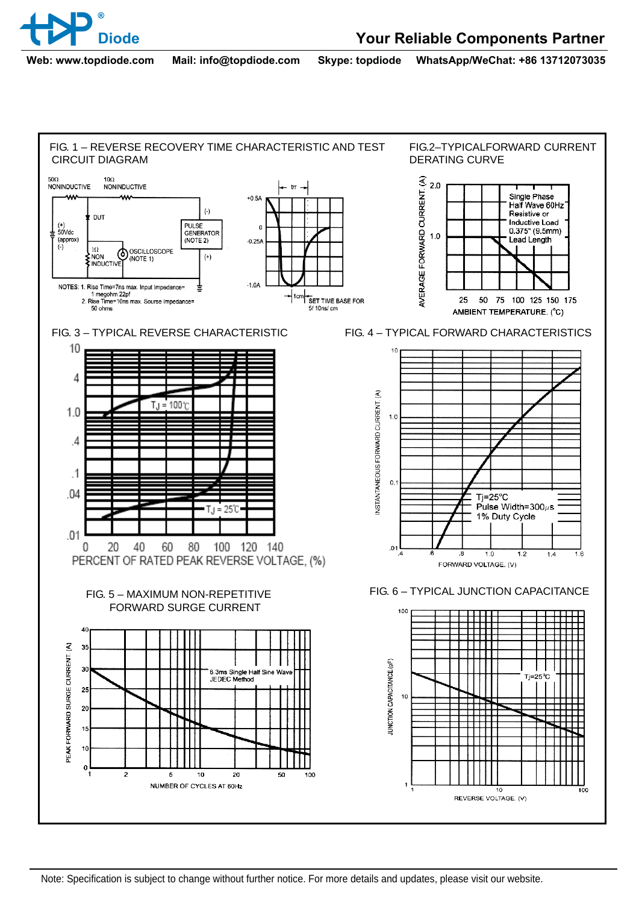FIG. 1 – REVERSE RECOVERY TIME CHARACTERISTIC AND TEST CIRCUIT DIAGRAM

50Ω NONINDUCTIVE

10Ω NONINDUCTIVE

DUT

(+) 50Vdc (approx) (-)

1Ω NON INDUCTIVE

OSCILLOSCOPE (NOTE 1)

PULSE GENERATOR (NOTE 2)

(-)

(+)

NOTES: 1. Rise Time=7ns max. Input Impedance= 1 megohm 22pf
2. Rise Time=10ns max. Sourse Impedance= 50 ohms

trr

+0.5A

0

-0.25A

-1.0A

1cm

SET TIME BASE FOR 5/ 10ns/ cm

FIG.2–TYPICALFORWARD CURRENT DERATING CURVE

AVERAGE FORWARD CURRENT. (A)

2.0

1.0

Single Phase Half Wave 60Hz Resistive or Inductive Load 0.375" (9.5mm) Lead Length

25 50 75 100 125 150 175

AMBIENT TEMPERATURE. (°C)

FIG. 3 – TYPICAL REVERSE CHARACTERISTIC

10

4

1.0

.4

.1

.04

.01

$T_J$ = 100℃

$T_J$ = 25℃

0 20 40 60 80 100 120 140

PERCENT OF RATED PEAK REVERSE VOLTAGE, (%)

FIG. 4 – TYPICAL FORWARD CHARACTERISTICS

INSTANTANEOUS FORWARD CURRENT. (A)

10

1.0

0.1

.01

Tj=25°C
Pulse Width=300μs
1% Duty Cycle

.4 .6 .8 1.0 1.2 1.4 1.6

FORWARD VOLTAGE. (V)

FIG. 5 – MAXIMUM NON-REPETITIVE FORWARD SURGE CURRENT

PEAK FORWARD SURGE CURRENT. (A)

40

35

30

25

20

15

10

0

8.3ms Single Half Sine Wave JEDEC Method

1 2 5 10 20 50 100

NUMBER OF CYCLES AT 60Hz

FIG. 6 – TYPICAL JUNCTION CAPACITANCE

JUNCTION CAPACITANCE.(pF)

100

10

1

Tj=25°C

1 10 100

REVERSE VOLTAGE. (V)

Note: Specification is subject to change without further notice. For more details and updates, please visit our website.